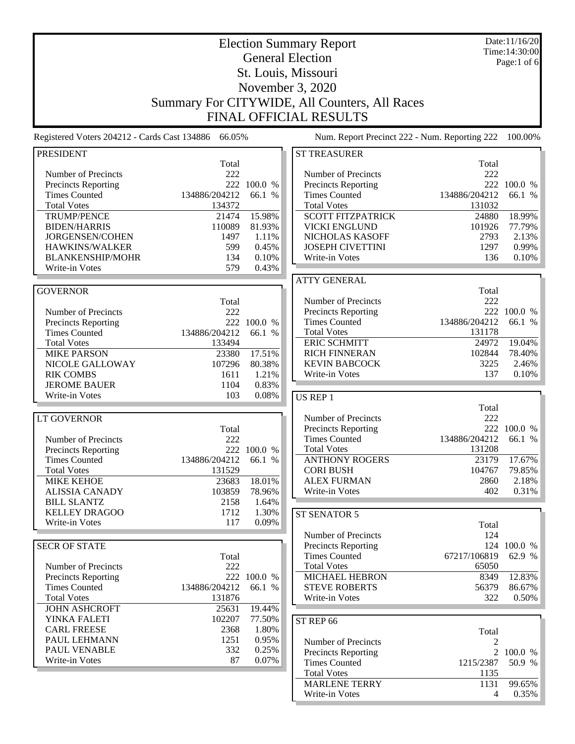# Election Summary Report

## General Election

## St. Louis, Missouri

## November 3, 2020

## Summary For CITYWIDE, All Counters, All Races

## FINAL OFFICIAL RESULTS

Date:11/16/20
Time:14:30:00

Registered Voters 204212 - Cards Cast 134886 66.05%

Num. Report Precinct 222 - Num. Reporting 222 100.00%

### PRESIDENT

| | Total | |
|---|---|---|
| Number of Precincts | 222 | |
| Precincts Reporting | 222 | 100.0 % |
| Times Counted | 134886/204212 | 66.1 % |
| Total Votes | 134372 | |
| TRUMP/PENCE | 21474 | 15.98% |
| BIDEN/HARRIS | 110089 | 81.93% |
| JORGENSEN/COHEN | 1497 | 1.11% |
| HAWKINS/WALKER | 599 | 0.45% |
| BLANKENSHIP/MOHR | 134 | 0.10% |
| Write-in Votes | 579 | 0.43% |

### GOVERNOR

| | Total | |
|---|---|---|
| Number of Precincts | 222 | |
| Precincts Reporting | 222 | 100.0 % |
| Times Counted | 134886/204212 | 66.1 % |
| Total Votes | 133494 | |
| MIKE PARSON | 23380 | 17.51% |
| NICOLE GALLOWAY | 107296 | 80.38% |
| RIK COMBS | 1611 | 1.21% |
| JEROME BAUER | 1104 | 0.83% |
| Write-in Votes | 103 | 0.08% |

### LT GOVERNOR

| | Total | |
|---|---|---|
| Number of Precincts | 222 | |
| Precincts Reporting | 222 | 100.0 % |
| Times Counted | 134886/204212 | 66.1 % |
| Total Votes | 131529 | |
| MIKE KEHOE | 23683 | 18.01% |
| ALISSIA CANADY | 103859 | 78.96% |
| BILL SLANTZ | 2158 | 1.64% |
| KELLEY DRAGOO | 1712 | 1.30% |
| Write-in Votes | 117 | 0.09% |

### SECR OF STATE

| | Total | |
|---|---|---|
| Number of Precincts | 222 | |
| Precincts Reporting | 222 | 100.0 % |
| Times Counted | 134886/204212 | 66.1 % |
| Total Votes | 131876 | |
| JOHN ASHCROFT | 25631 | 19.44% |
| YINKA FALETI | 102207 | 77.50% |
| CARL FREESE | 2368 | 1.80% |
| PAUL LEHMANN | 1251 | 0.95% |
| PAUL VENABLE | 332 | 0.25% |
| Write-in Votes | 87 | 0.07% |

### ST TREASURER

| | Total | |
|---|---|---|
| Number of Precincts | 222 | |
| Precincts Reporting | 222 | 100.0 % |
| Times Counted | 134886/204212 | 66.1 % |
| Total Votes | 131032 | |
| SCOTT FITZPATRICK | 24880 | 18.99% |
| VICKI ENGLUND | 101926 | 77.79% |
| NICHOLAS KASOFF | 2793 | 2.13% |
| JOSEPH CIVETTINI | 1297 | 0.99% |
| Write-in Votes | 136 | 0.10% |

### ATTY GENERAL

| | Total | |
|---|---|---|
| Number of Precincts | 222 | |
| Precincts Reporting | 222 | 100.0 % |
| Times Counted | 134886/204212 | 66.1 % |
| Total Votes | 131178 | |
| ERIC SCHMITT | 24972 | 19.04% |
| RICH FINNERAN | 102844 | 78.40% |
| KEVIN BABCOCK | 3225 | 2.46% |
| Write-in Votes | 137 | 0.10% |

### US REP 1

| | Total | |
|---|---|---|
| Number of Precincts | 222 | |
| Precincts Reporting | 222 | 100.0 % |
| Times Counted | 134886/204212 | 66.1 % |
| Total Votes | 131208 | |
| ANTHONY ROGERS | 23179 | 17.67% |
| CORI BUSH | 104767 | 79.85% |
| ALEX FURMAN | 2860 | 2.18% |
| Write-in Votes | 402 | 0.31% |

### ST SENATOR 5

| | Total | |
|---|---|---|
| Number of Precincts | 124 | |
| Precincts Reporting | 124 | 100.0 % |
| Times Counted | 67217/106819 | 62.9 % |
| Total Votes | 65050 | |
| MICHAEL HEBRON | 8349 | 12.83% |
| STEVE ROBERTS | 56379 | 86.67% |
| Write-in Votes | 322 | 0.50% |

### ST REP 66

| | Total | |
|---|---|---|
| Number of Precincts | 2 | |
| Precincts Reporting | 2 | 100.0 % |
| Times Counted | 1215/2387 | 50.9 % |
| Total Votes | 1135 | |
| MARLENE TERRY | 1131 | 99.65% |
| Write-in Votes | 4 | 0.35% |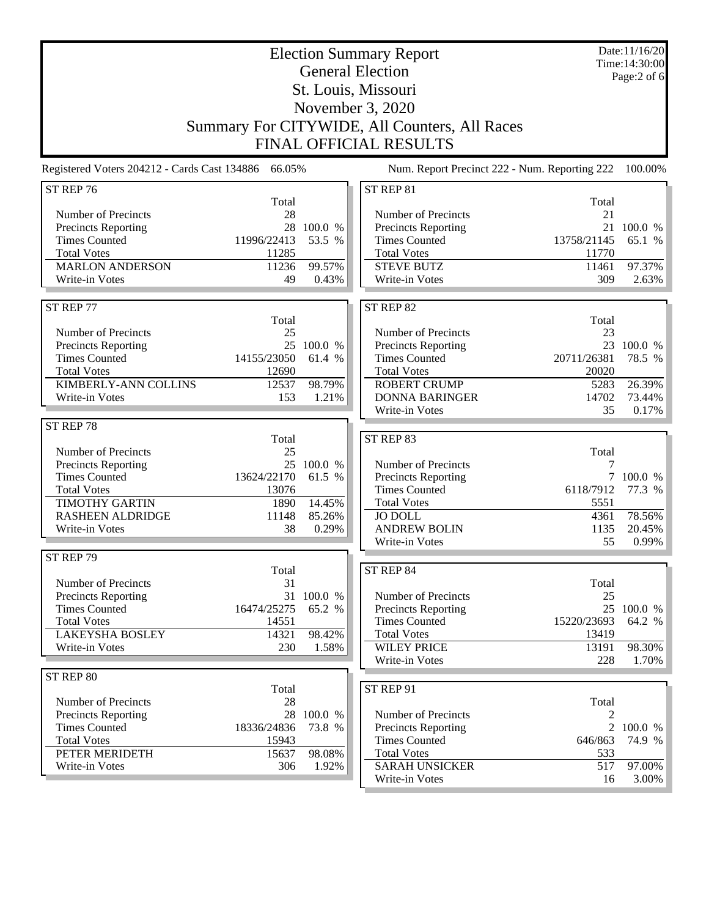# Election Summary Report

## General Election

## St. Louis, Missouri

## November 3, 2020

## Summary For CITYWIDE, All Counters, All Races

## FINAL OFFICIAL RESULTS

Date:11/16/20
Time:14:30:00

Registered Voters 204212 - Cards Cast 134886 66.05%

Num. Report Precinct 222 - Num. Reporting 222 100.00%

### ST REP 76

| | Total | |
|---|---|---|
| Number of Precincts | 28 | |
| Precincts Reporting | 28 | 100.0 % |
| Times Counted | 11996/22413 | 53.5 % |
| Total Votes | 11285 | |
| MARLON ANDERSON | 11236 | 99.57% |
| Write-in Votes | 49 | 0.43% |

### ST REP 77

| | Total | |
|---|---|---|
| Number of Precincts | 25 | |
| Precincts Reporting | 25 | 100.0 % |
| Times Counted | 14155/23050 | 61.4 % |
| Total Votes | 12690 | |
| KIMBERLY-ANN COLLINS | 12537 | 98.79% |
| Write-in Votes | 153 | 1.21% |

### ST REP 78

| | Total | |
|---|---|---|
| Number of Precincts | 25 | |
| Precincts Reporting | 25 | 100.0 % |
| Times Counted | 13624/22170 | 61.5 % |
| Total Votes | 13076 | |
| TIMOTHY GARTIN | 1890 | 14.45% |
| RASHEEN ALDRIDGE | 11148 | 85.26% |
| Write-in Votes | 38 | 0.29% |

### ST REP 79

| | Total | |
|---|---|---|
| Number of Precincts | 31 | |
| Precincts Reporting | 31 | 100.0 % |
| Times Counted | 16474/25275 | 65.2 % |
| Total Votes | 14551 | |
| LAKEYSHA BOSLEY | 14321 | 98.42% |
| Write-in Votes | 230 | 1.58% |

### ST REP 80

| | Total | |
|---|---|---|
| Number of Precincts | 28 | |
| Precincts Reporting | 28 | 100.0 % |
| Times Counted | 18336/24836 | 73.8 % |
| Total Votes | 15943 | |
| PETER MERIDETH | 15637 | 98.08% |
| Write-in Votes | 306 | 1.92% |

### ST REP 81

| | Total | |
|---|---|---|
| Number of Precincts | 21 | |
| Precincts Reporting | 21 | 100.0 % |
| Times Counted | 13758/21145 | 65.1 % |
| Total Votes | 11770 | |
| STEVE BUTZ | 11461 | 97.37% |
| Write-in Votes | 309 | 2.63% |

### ST REP 82

| | Total | |
|---|---|---|
| Number of Precincts | 23 | |
| Precincts Reporting | 23 | 100.0 % |
| Times Counted | 20711/26381 | 78.5 % |
| Total Votes | 20020 | |
| ROBERT CRUMP | 5283 | 26.39% |
| DONNA BARINGER | 14702 | 73.44% |
| Write-in Votes | 35 | 0.17% |

### ST REP 83

| | Total | |
|---|---|---|
| Number of Precincts | 7 | |
| Precincts Reporting | 7 | 100.0 % |
| Times Counted | 6118/7912 | 77.3 % |
| Total Votes | 5551 | |
| JO DOLL | 4361 | 78.56% |
| ANDREW BOLIN | 1135 | 20.45% |
| Write-in Votes | 55 | 0.99% |

### ST REP 84

| | Total | |
|---|---|---|
| Number of Precincts | 25 | |
| Precincts Reporting | 25 | 100.0 % |
| Times Counted | 15220/23693 | 64.2 % |
| Total Votes | 13419 | |
| WILEY PRICE | 13191 | 98.30% |
| Write-in Votes | 228 | 1.70% |

### ST REP 91

| | Total | |
|---|---|---|
| Number of Precincts | 2 | |
| Precincts Reporting | 2 | 100.0 % |
| Times Counted | 646/863 | 74.9 % |
| Total Votes | 533 | |
| SARAH UNSICKER | 517 | 97.00% |
| Write-in Votes | 16 | 3.00% |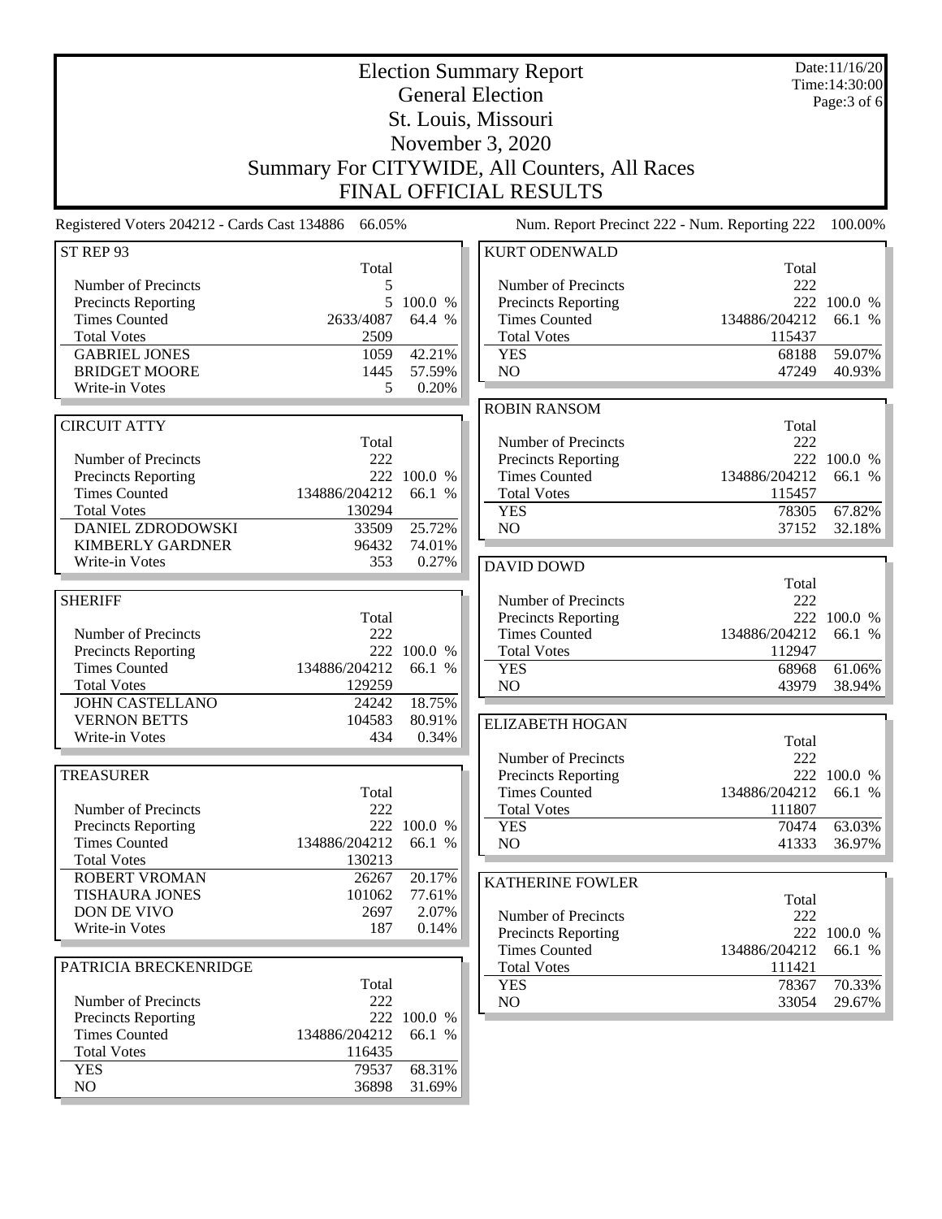# Election Summary Report

## General Election

## St. Louis, Missouri

## November 3, 2020

## Summary For CITYWIDE, All Counters, All Races

## FINAL OFFICIAL RESULTS

Date:11/16/20
Time:14:30:00

Registered Voters 204212 - Cards Cast 134886 66.05%

Num. Report Precinct 222 - Num. Reporting 222 100.00%

### ST REP 93

| | Total | |
|---|---|---|
| Number of Precincts | 5 | |
| Precincts Reporting | 5 | 100.0 % |
| Times Counted | 2633/4087 | 64.4 % |
| Total Votes | 2509 | |
| GABRIEL JONES | 1059 | 42.21% |
| BRIDGET MOORE | 1445 | 57.59% |
| Write-in Votes | 5 | 0.20% |

### CIRCUIT ATTY

| | Total | |
|---|---|---|
| Number of Precincts | 222 | |
| Precincts Reporting | 222 | 100.0 % |
| Times Counted | 134886/204212 | 66.1 % |
| Total Votes | 130294 | |
| DANIEL ZDRODOWSKI | 33509 | 25.72% |
| KIMBERLY GARDNER | 96432 | 74.01% |
| Write-in Votes | 353 | 0.27% |

### SHERIFF

| | Total | |
|---|---|---|
| Number of Precincts | 222 | |
| Precincts Reporting | 222 | 100.0 % |
| Times Counted | 134886/204212 | 66.1 % |
| Total Votes | 129259 | |
| JOHN CASTELLANO | 24242 | 18.75% |
| VERNON BETTS | 104583 | 80.91% |
| Write-in Votes | 434 | 0.34% |

### TREASURER

| | Total | |
|---|---|---|
| Number of Precincts | 222 | |
| Precincts Reporting | 222 | 100.0 % |
| Times Counted | 134886/204212 | 66.1 % |
| Total Votes | 130213 | |
| ROBERT VROMAN | 26267 | 20.17% |
| TISHAURA JONES | 101062 | 77.61% |
| DON DE VIVO | 2697 | 2.07% |
| Write-in Votes | 187 | 0.14% |

### PATRICIA BRECKENRIDGE

| | Total | |
|---|---|---|
| Number of Precincts | 222 | |
| Precincts Reporting | 222 | 100.0 % |
| Times Counted | 134886/204212 | 66.1 % |
| Total Votes | 116435 | |
| YES | 79537 | 68.31% |
| NO | 36898 | 31.69% |

### KURT ODENWALD

| | Total | |
|---|---|---|
| Number of Precincts | 222 | |
| Precincts Reporting | 222 | 100.0 % |
| Times Counted | 134886/204212 | 66.1 % |
| Total Votes | 115437 | |
| YES | 68188 | 59.07% |
| NO | 47249 | 40.93% |

### ROBIN RANSOM

| | Total | |
|---|---|---|
| Number of Precincts | 222 | |
| Precincts Reporting | 222 | 100.0 % |
| Times Counted | 134886/204212 | 66.1 % |
| Total Votes | 115457 | |
| YES | 78305 | 67.82% |
| NO | 37152 | 32.18% |

### DAVID DOWD

| | Total | |
|---|---|---|
| Number of Precincts | 222 | |
| Precincts Reporting | 222 | 100.0 % |
| Times Counted | 134886/204212 | 66.1 % |
| Total Votes | 112947 | |
| YES | 68968 | 61.06% |
| NO | 43979 | 38.94% |

### ELIZABETH HOGAN

| | Total | |
|---|---|---|
| Number of Precincts | 222 | |
| Precincts Reporting | 222 | 100.0 % |
| Times Counted | 134886/204212 | 66.1 % |
| Total Votes | 111807 | |
| YES | 70474 | 63.03% |
| NO | 41333 | 36.97% |

### KATHERINE FOWLER

| | Total | |
|---|---|---|
| Number of Precincts | 222 | |
| Precincts Reporting | 222 | 100.0 % |
| Times Counted | 134886/204212 | 66.1 % |
| Total Votes | 111421 | |
| YES | 78367 | 70.33% |
| NO | 33054 | 29.67% |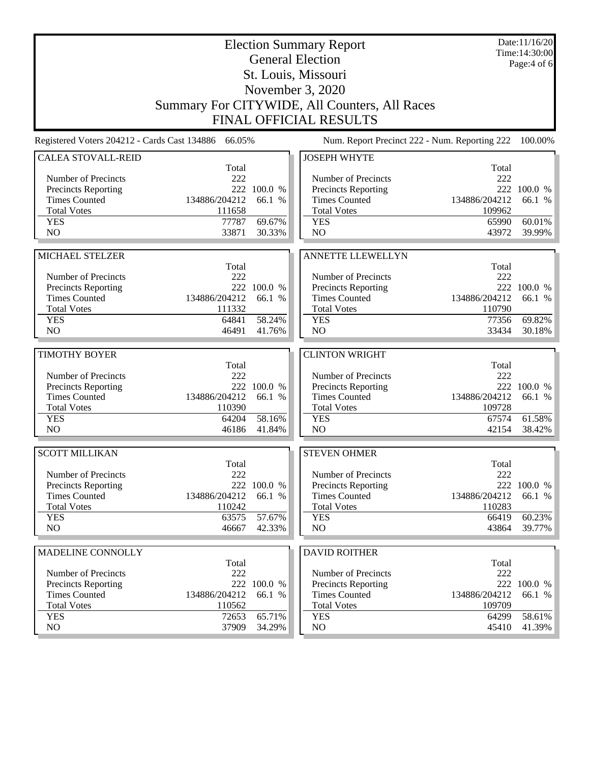# Election Summary Report

## General Election

## St. Louis, Missouri

## November 3, 2020

## Summary For CITYWIDE, All Counters, All Races

## FINAL OFFICIAL RESULTS

Date:11/16/20
Time:14:30:00

Registered Voters 204212 - Cards Cast 134886 66.05%

Num. Report Precinct 222 - Num. Reporting 222 100.00%

### CALEA STOVALL-REID

| | Total | |
|---|---|---|
| Number of Precincts | 222 | |
| Precincts Reporting | 222 | 100.0 % |
| Times Counted | 134886/204212 | 66.1 % |
| Total Votes | 111658 | |
| YES | 77787 | 69.67% |
| NO | 33871 | 30.33% |

### MICHAEL STELZER

| | Total | |
|---|---|---|
| Number of Precincts | 222 | |
| Precincts Reporting | 222 | 100.0 % |
| Times Counted | 134886/204212 | 66.1 % |
| Total Votes | 111332 | |
| YES | 64841 | 58.24% |
| NO | 46491 | 41.76% |

### TIMOTHY BOYER

| | Total | |
|---|---|---|
| Number of Precincts | 222 | |
| Precincts Reporting | 222 | 100.0 % |
| Times Counted | 134886/204212 | 66.1 % |
| Total Votes | 110390 | |
| YES | 64204 | 58.16% |
| NO | 46186 | 41.84% |

### SCOTT MILLIKAN

| | Total | |
|---|---|---|
| Number of Precincts | 222 | |
| Precincts Reporting | 222 | 100.0 % |
| Times Counted | 134886/204212 | 66.1 % |
| Total Votes | 110242 | |
| YES | 63575 | 57.67% |
| NO | 46667 | 42.33% |

### MADELINE CONNOLLY

| | Total | |
|---|---|---|
| Number of Precincts | 222 | |
| Precincts Reporting | 222 | 100.0 % |
| Times Counted | 134886/204212 | 66.1 % |
| Total Votes | 110562 | |
| YES | 72653 | 65.71% |
| NO | 37909 | 34.29% |

### JOSEPH WHYTE

| | Total | |
|---|---|---|
| Number of Precincts | 222 | |
| Precincts Reporting | 222 | 100.0 % |
| Times Counted | 134886/204212 | 66.1 % |
| Total Votes | 109962 | |
| YES | 65990 | 60.01% |
| NO | 43972 | 39.99% |

### ANNETTE LLEWELLYN

| | Total | |
|---|---|---|
| Number of Precincts | 222 | |
| Precincts Reporting | 222 | 100.0 % |
| Times Counted | 134886/204212 | 66.1 % |
| Total Votes | 110790 | |
| YES | 77356 | 69.82% |
| NO | 33434 | 30.18% |

### CLINTON WRIGHT

| | Total | |
|---|---|---|
| Number of Precincts | 222 | |
| Precincts Reporting | 222 | 100.0 % |
| Times Counted | 134886/204212 | 66.1 % |
| Total Votes | 109728 | |
| YES | 67574 | 61.58% |
| NO | 42154 | 38.42% |

### STEVEN OHMER

| | Total | |
|---|---|---|
| Number of Precincts | 222 | |
| Precincts Reporting | 222 | 100.0 % |
| Times Counted | 134886/204212 | 66.1 % |
| Total Votes | 110283 | |
| YES | 66419 | 60.23% |
| NO | 43864 | 39.77% |

### DAVID ROITHER

| | Total | |
|---|---|---|
| Number of Precincts | 222 | |
| Precincts Reporting | 222 | 100.0 % |
| Times Counted | 134886/204212 | 66.1 % |
| Total Votes | 109709 | |
| YES | 64299 | 58.61% |
| NO | 45410 | 41.39% |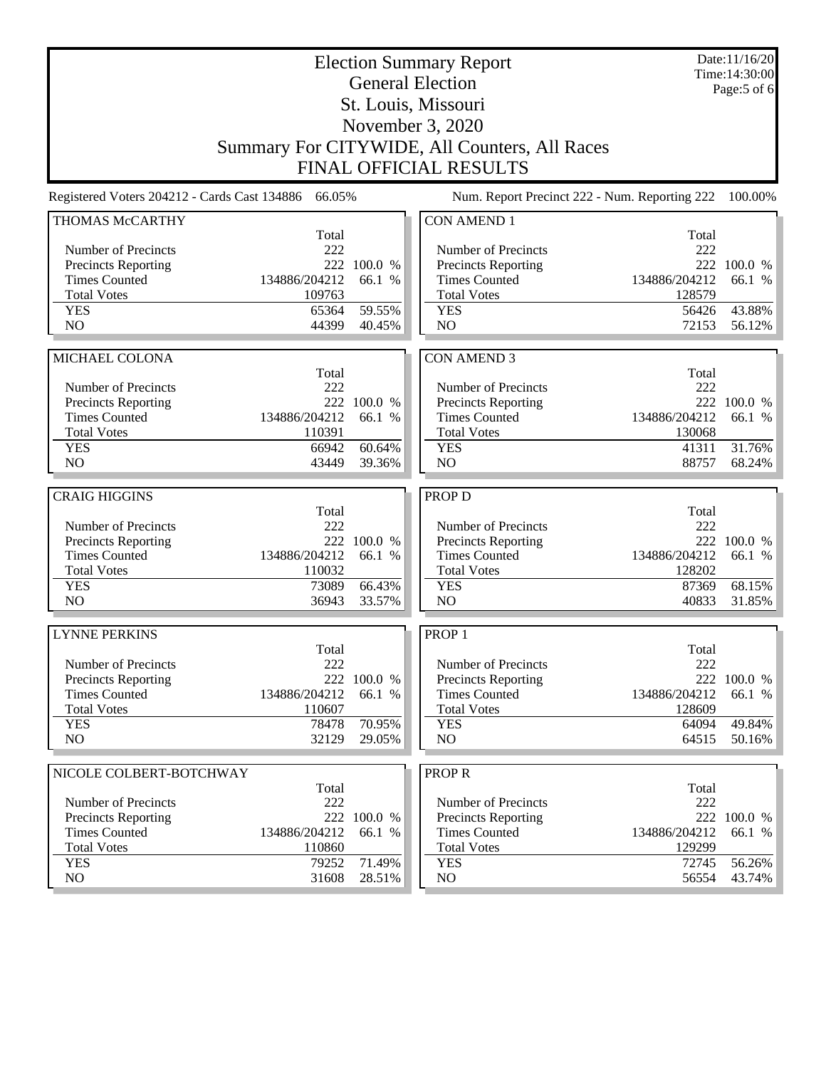# Election Summary Report

## General Election

## St. Louis, Missouri

## November 3, 2020

## Summary For CITYWIDE, All Counters, All Races

## FINAL OFFICIAL RESULTS

Date:11/16/20
Time:14:30:00

Registered Voters 204212 - Cards Cast 134886 66.05%

Num. Report Precinct 222 - Num. Reporting 222 100.00%

### THOMAS McCARTHY

| | Total | |
|---|---|---|
| Number of Precincts | 222 | |
| Precincts Reporting | 222 | 100.0 % |
| Times Counted | 134886/204212 | 66.1 % |
| Total Votes | 109763 | |
| YES | 65364 | 59.55% |
| NO | 44399 | 40.45% |

### MICHAEL COLONA

| | Total | |
|---|---|---|
| Number of Precincts | 222 | |
| Precincts Reporting | 222 | 100.0 % |
| Times Counted | 134886/204212 | 66.1 % |
| Total Votes | 110391 | |
| YES | 66942 | 60.64% |
| NO | 43449 | 39.36% |

### CRAIG HIGGINS

| | Total | |
|---|---|---|
| Number of Precincts | 222 | |
| Precincts Reporting | 222 | 100.0 % |
| Times Counted | 134886/204212 | 66.1 % |
| Total Votes | 110032 | |
| YES | 73089 | 66.43% |
| NO | 36943 | 33.57% |

### LYNNE PERKINS

| | Total | |
|---|---|---|
| Number of Precincts | 222 | |
| Precincts Reporting | 222 | 100.0 % |
| Times Counted | 134886/204212 | 66.1 % |
| Total Votes | 110607 | |
| YES | 78478 | 70.95% |
| NO | 32129 | 29.05% |

### NICOLE COLBERT-BOTCHWAY

| | Total | |
|---|---|---|
| Number of Precincts | 222 | |
| Precincts Reporting | 222 | 100.0 % |
| Times Counted | 134886/204212 | 66.1 % |
| Total Votes | 110860 | |
| YES | 79252 | 71.49% |
| NO | 31608 | 28.51% |

### CON AMEND 1

| | Total | |
|---|---|---|
| Number of Precincts | 222 | |
| Precincts Reporting | 222 | 100.0 % |
| Times Counted | 134886/204212 | 66.1 % |
| Total Votes | 128579 | |
| YES | 56426 | 43.88% |
| NO | 72153 | 56.12% |

### CON AMEND 3

| | Total | |
|---|---|---|
| Number of Precincts | 222 | |
| Precincts Reporting | 222 | 100.0 % |
| Times Counted | 134886/204212 | 66.1 % |
| Total Votes | 130068 | |
| YES | 41311 | 31.76% |
| NO | 88757 | 68.24% |

### PROP D

| | Total | |
|---|---|---|
| Number of Precincts | 222 | |
| Precincts Reporting | 222 | 100.0 % |
| Times Counted | 134886/204212 | 66.1 % |
| Total Votes | 128202 | |
| YES | 87369 | 68.15% |
| NO | 40833 | 31.85% |

### PROP 1

| | Total | |
|---|---|---|
| Number of Precincts | 222 | |
| Precincts Reporting | 222 | 100.0 % |
| Times Counted | 134886/204212 | 66.1 % |
| Total Votes | 128609 | |
| YES | 64094 | 49.84% |
| NO | 64515 | 50.16% |

### PROP R

| | Total | |
|---|---|---|
| Number of Precincts | 222 | |
| Precincts Reporting | 222 | 100.0 % |
| Times Counted | 134886/204212 | 66.1 % |
| Total Votes | 129299 | |
| YES | 72745 | 56.26% |
| NO | 56554 | 43.74% |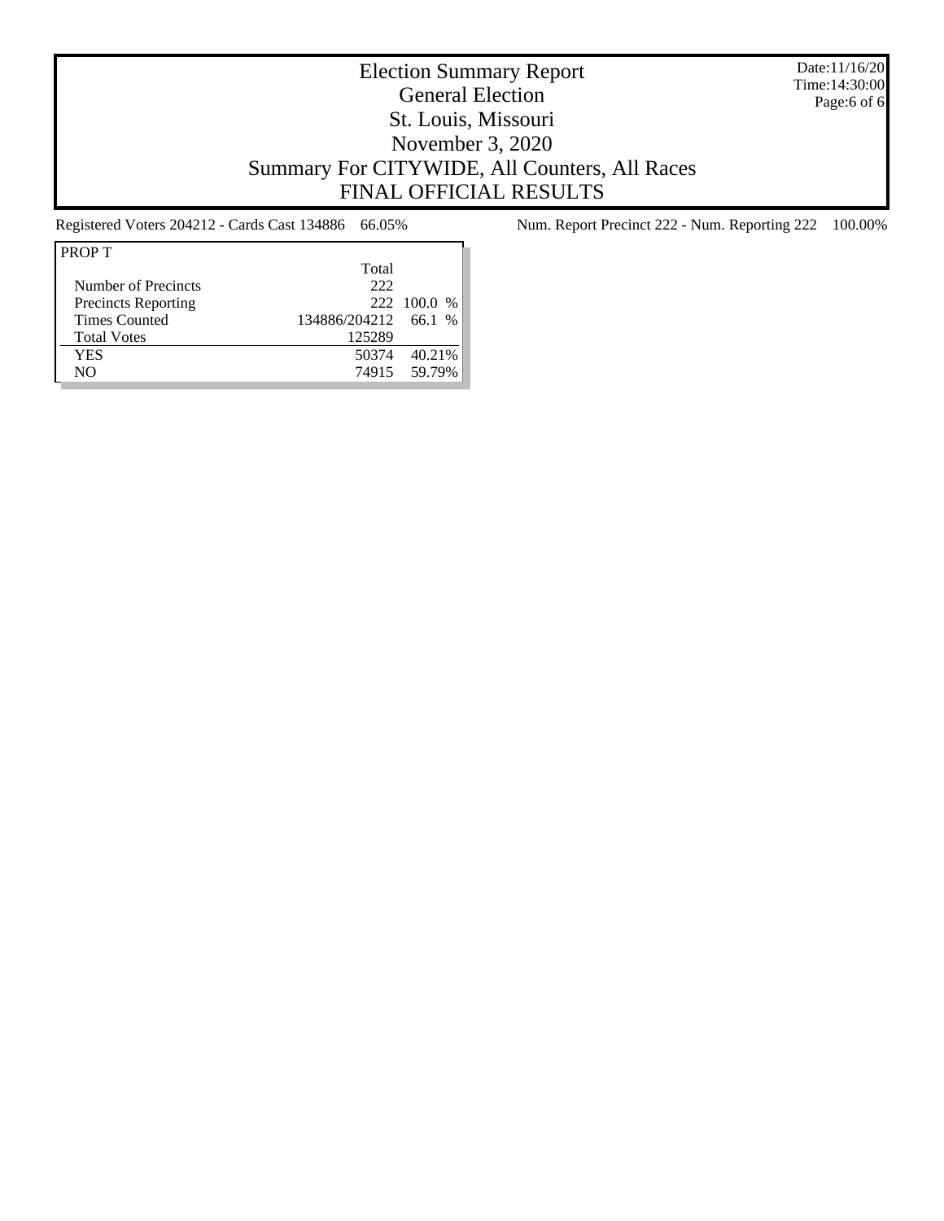# Election Summary Report

## General Election

## St. Louis, Missouri

## November 3, 2020

## Summary For CITYWIDE, All Counters, All Races

## FINAL OFFICIAL RESULTS

Date:11/16/20
Time:14:30:00

Registered Voters 204212 - Cards Cast 134886 66.05%

Num. Report Precinct 222 - Num. Reporting 222 100.00%

| PROP T | Total | |
|---|---|---|
| Number of Precincts | 222 | |
| Precincts Reporting | 222 | 100.0 % |
| Times Counted | 134886/204212 | 66.1 % |
| Total Votes | 125289 | |
| YES | 50374 | 40.21% |
| NO | 74915 | 59.79% |